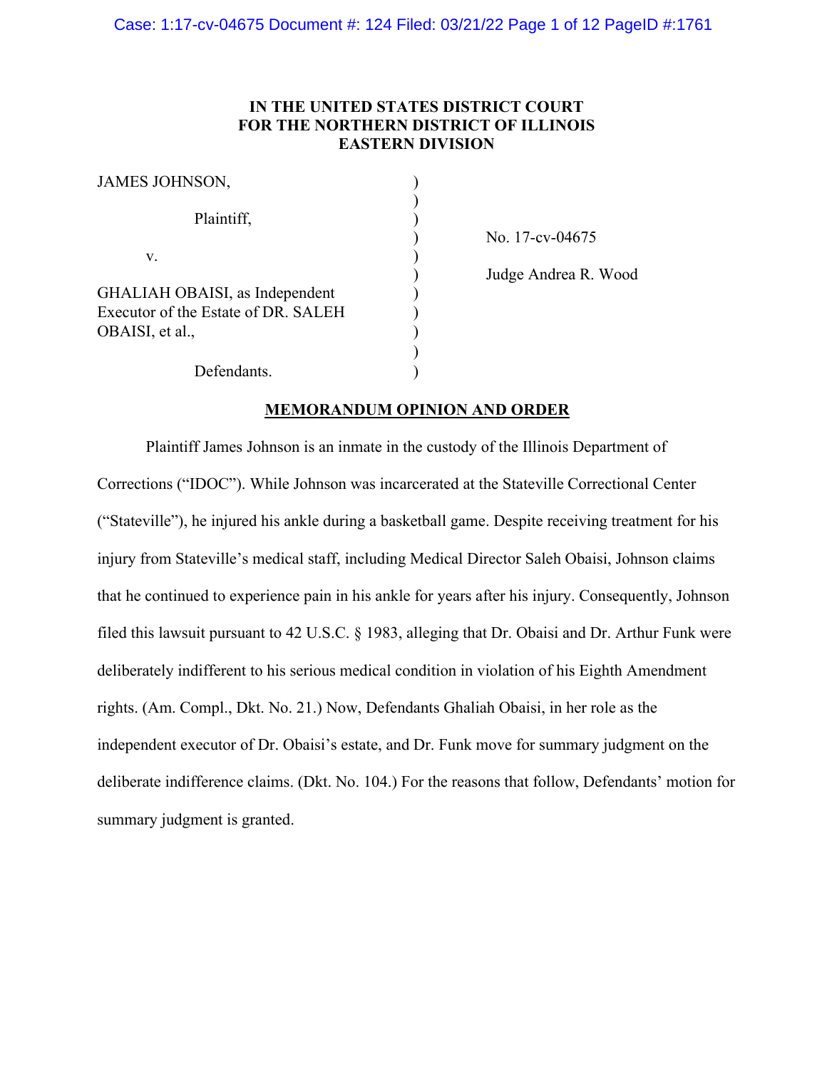**IN THE UNITED STATES DISTRICT COURT**
**FOR THE NORTHERN DISTRICT OF ILLINOIS**
**EASTERN DIVISION**

| | | |
|---|---|---|
| JAMES JOHNSON, | ) | |
| | ) | |
| Plaintiff, | ) | |
| | ) | No. 17-cv-04675 |
| v. | ) | |
| | ) | Judge Andrea R. Wood |
| GHALIAH OBAISI, as Independent Executor of the Estate of DR. SALEH OBAISI, et al., | ) | |
| | ) | |
| Defendants. | ) | |

**MEMORANDUM OPINION AND ORDER**

Plaintiff James Johnson is an inmate in the custody of the Illinois Department of Corrections ("IDOC"). While Johnson was incarcerated at the Stateville Correctional Center ("Stateville"), he injured his ankle during a basketball game. Despite receiving treatment for his injury from Stateville's medical staff, including Medical Director Saleh Obaisi, Johnson claims that he continued to experience pain in his ankle for years after his injury. Consequently, Johnson filed this lawsuit pursuant to 42 U.S.C. § 1983, alleging that Dr. Obaisi and Dr. Arthur Funk were deliberately indifferent to his serious medical condition in violation of his Eighth Amendment rights. (Am. Compl., Dkt. No. 21.) Now, Defendants Ghaliah Obaisi, in her role as the independent executor of Dr. Obaisi's estate, and Dr. Funk move for summary judgment on the deliberate indifference claims. (Dkt. No. 104.) For the reasons that follow, Defendants' motion for summary judgment is granted.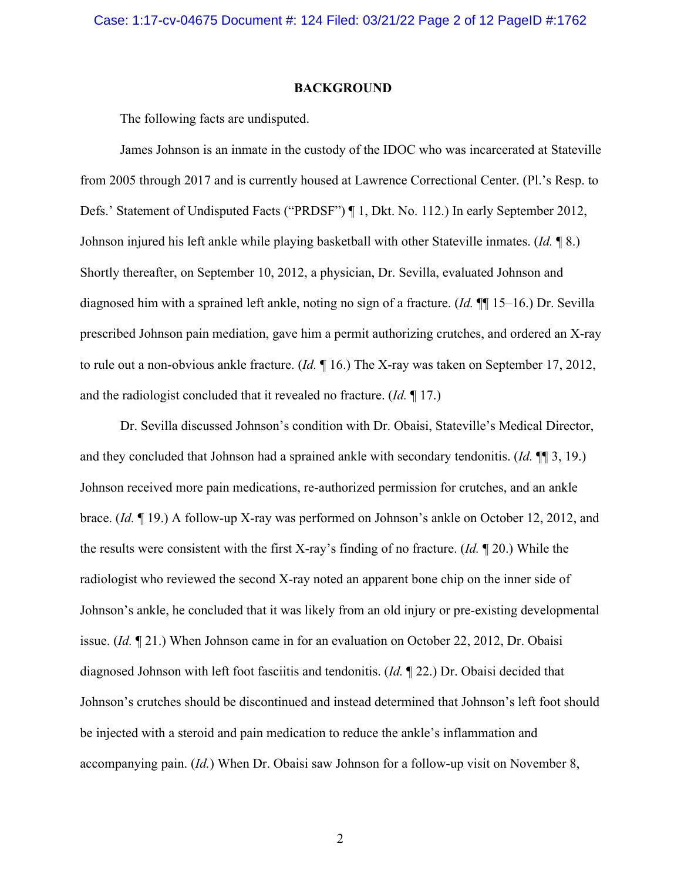## BACKGROUND

The following facts are undisputed.

James Johnson is an inmate in the custody of the IDOC who was incarcerated at Stateville from 2005 through 2017 and is currently housed at Lawrence Correctional Center. (Pl.'s Resp. to Defs.' Statement of Undisputed Facts ("PRDSF") ¶ 1, Dkt. No. 112.) In early September 2012, Johnson injured his left ankle while playing basketball with other Stateville inmates. (*Id.* ¶ 8.) Shortly thereafter, on September 10, 2012, a physician, Dr. Sevilla, evaluated Johnson and diagnosed him with a sprained left ankle, noting no sign of a fracture. (*Id.* ¶¶ 15–16.) Dr. Sevilla prescribed Johnson pain mediation, gave him a permit authorizing crutches, and ordered an X-ray to rule out a non-obvious ankle fracture. (*Id.* ¶ 16.) The X-ray was taken on September 17, 2012, and the radiologist concluded that it revealed no fracture. (*Id.* ¶ 17.)

Dr. Sevilla discussed Johnson's condition with Dr. Obaisi, Stateville's Medical Director, and they concluded that Johnson had a sprained ankle with secondary tendonitis. (*Id.* ¶¶ 3, 19.) Johnson received more pain medications, re-authorized permission for crutches, and an ankle brace. (*Id.* ¶ 19.) A follow-up X-ray was performed on Johnson's ankle on October 12, 2012, and the results were consistent with the first X-ray's finding of no fracture. (*Id.* ¶ 20.) While the radiologist who reviewed the second X-ray noted an apparent bone chip on the inner side of Johnson's ankle, he concluded that it was likely from an old injury or pre-existing developmental issue. (*Id.* ¶ 21.) When Johnson came in for an evaluation on October 22, 2012, Dr. Obaisi diagnosed Johnson with left foot fasciitis and tendonitis. (*Id.* ¶ 22.) Dr. Obaisi decided that Johnson's crutches should be discontinued and instead determined that Johnson's left foot should be injected with a steroid and pain medication to reduce the ankle's inflammation and accompanying pain. (*Id.*) When Dr. Obaisi saw Johnson for a follow-up visit on November 8,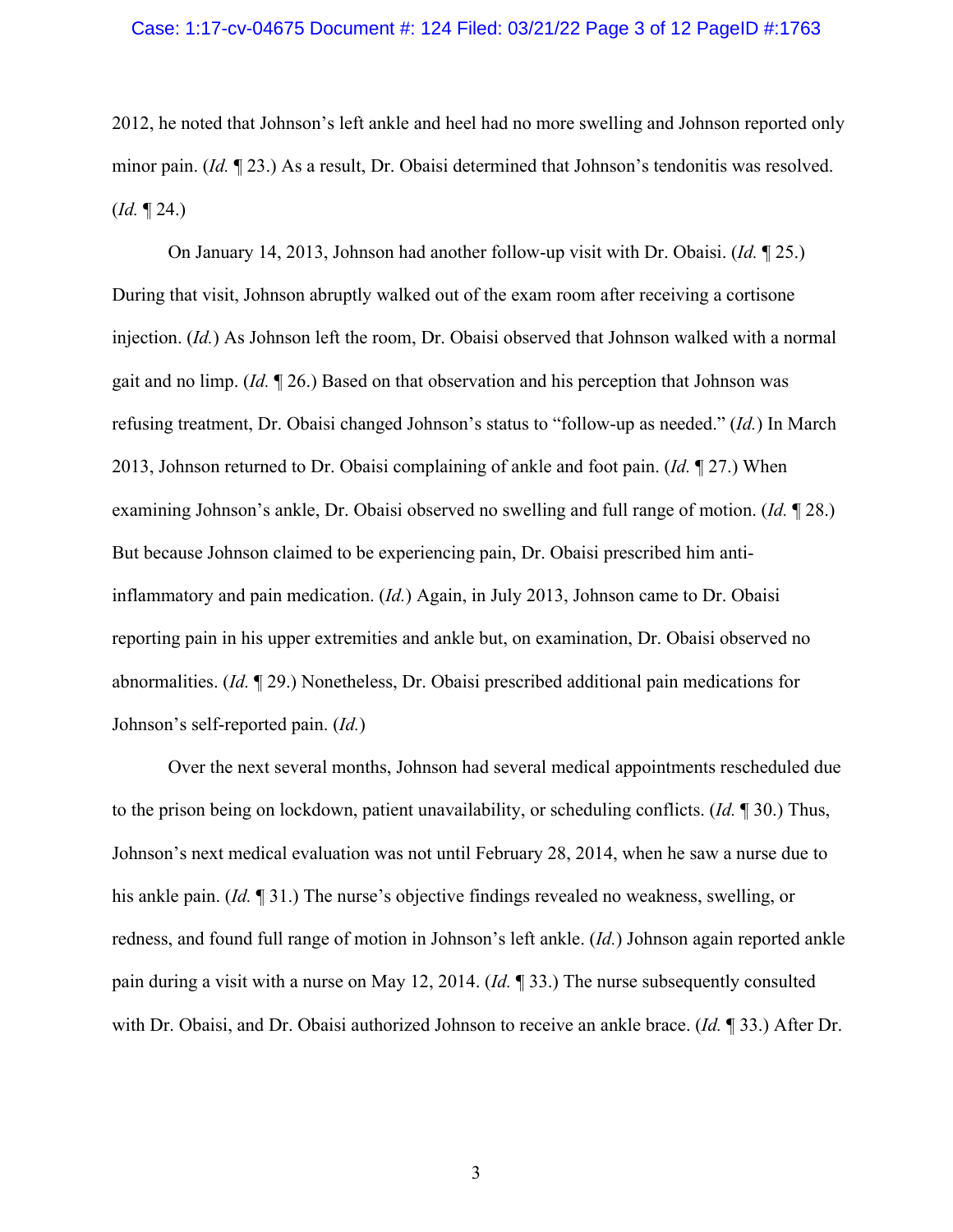2012, he noted that Johnson's left ankle and heel had no more swelling and Johnson reported only minor pain. (*Id.* ¶ 23.) As a result, Dr. Obaisi determined that Johnson's tendonitis was resolved. (*Id.* ¶ 24.)

On January 14, 2013, Johnson had another follow-up visit with Dr. Obaisi. (*Id.* ¶ 25.) During that visit, Johnson abruptly walked out of the exam room after receiving a cortisone injection. (*Id.*) As Johnson left the room, Dr. Obaisi observed that Johnson walked with a normal gait and no limp. (*Id.* ¶ 26.) Based on that observation and his perception that Johnson was refusing treatment, Dr. Obaisi changed Johnson's status to "follow-up as needed." (*Id.*) In March 2013, Johnson returned to Dr. Obaisi complaining of ankle and foot pain. (*Id.* ¶ 27.) When examining Johnson's ankle, Dr. Obaisi observed no swelling and full range of motion. (*Id.* ¶ 28.) But because Johnson claimed to be experiencing pain, Dr. Obaisi prescribed him anti-inflammatory and pain medication. (*Id.*) Again, in July 2013, Johnson came to Dr. Obaisi reporting pain in his upper extremities and ankle but, on examination, Dr. Obaisi observed no abnormalities. (*Id.* ¶ 29.) Nonetheless, Dr. Obaisi prescribed additional pain medications for Johnson's self-reported pain. (*Id.*)

Over the next several months, Johnson had several medical appointments rescheduled due to the prison being on lockdown, patient unavailability, or scheduling conflicts. (*Id.* ¶ 30.) Thus, Johnson's next medical evaluation was not until February 28, 2014, when he saw a nurse due to his ankle pain. (*Id.* ¶ 31.) The nurse's objective findings revealed no weakness, swelling, or redness, and found full range of motion in Johnson's left ankle. (*Id.*) Johnson again reported ankle pain during a visit with a nurse on May 12, 2014. (*Id.* ¶ 33.) The nurse subsequently consulted with Dr. Obaisi, and Dr. Obaisi authorized Johnson to receive an ankle brace. (*Id.* ¶ 33.) After Dr.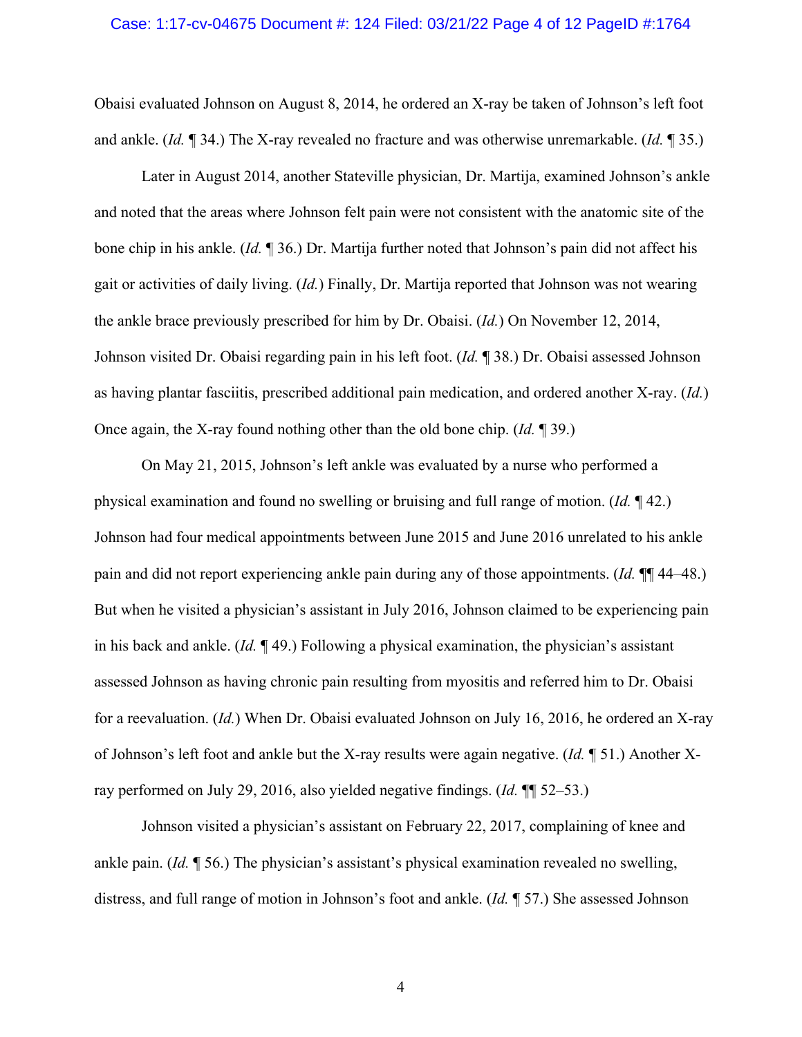Obaisi evaluated Johnson on August 8, 2014, he ordered an X-ray be taken of Johnson's left foot and ankle. (*Id.* ¶ 34.) The X-ray revealed no fracture and was otherwise unremarkable. (*Id.* ¶ 35.)

Later in August 2014, another Stateville physician, Dr. Martija, examined Johnson's ankle and noted that the areas where Johnson felt pain were not consistent with the anatomic site of the bone chip in his ankle. (*Id.* ¶ 36.) Dr. Martija further noted that Johnson's pain did not affect his gait or activities of daily living. (*Id.*) Finally, Dr. Martija reported that Johnson was not wearing the ankle brace previously prescribed for him by Dr. Obaisi. (*Id.*) On November 12, 2014, Johnson visited Dr. Obaisi regarding pain in his left foot. (*Id.* ¶ 38.) Dr. Obaisi assessed Johnson as having plantar fasciitis, prescribed additional pain medication, and ordered another X-ray. (*Id.*) Once again, the X-ray found nothing other than the old bone chip. (*Id.* ¶ 39.)

On May 21, 2015, Johnson's left ankle was evaluated by a nurse who performed a physical examination and found no swelling or bruising and full range of motion. (*Id.* ¶ 42.) Johnson had four medical appointments between June 2015 and June 2016 unrelated to his ankle pain and did not report experiencing ankle pain during any of those appointments. (*Id.* ¶¶ 44–48.) But when he visited a physician's assistant in July 2016, Johnson claimed to be experiencing pain in his back and ankle. (*Id.* ¶ 49.) Following a physical examination, the physician's assistant assessed Johnson as having chronic pain resulting from myositis and referred him to Dr. Obaisi for a reevaluation. (*Id.*) When Dr. Obaisi evaluated Johnson on July 16, 2016, he ordered an X-ray of Johnson's left foot and ankle but the X-ray results were again negative. (*Id.* ¶ 51.) Another X-ray performed on July 29, 2016, also yielded negative findings. (*Id.* ¶¶ 52–53.)

Johnson visited a physician's assistant on February 22, 2017, complaining of knee and ankle pain. (*Id.* ¶ 56.) The physician's assistant's physical examination revealed no swelling, distress, and full range of motion in Johnson's foot and ankle. (*Id.* ¶ 57.) She assessed Johnson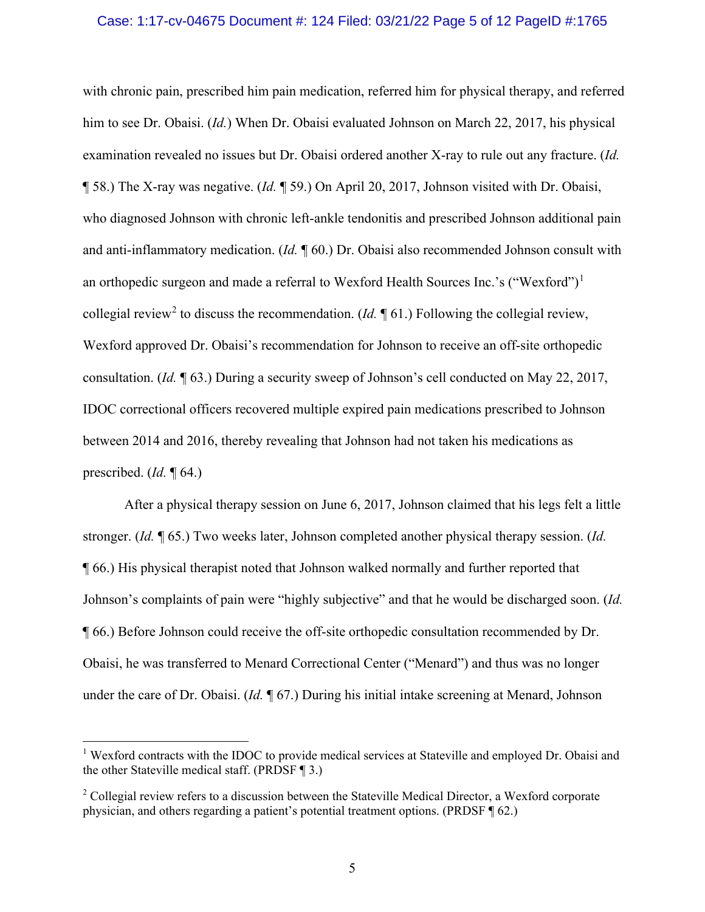with chronic pain, prescribed him pain medication, referred him for physical therapy, and referred him to see Dr. Obaisi. (*Id.*) When Dr. Obaisi evaluated Johnson on March 22, 2017, his physical examination revealed no issues but Dr. Obaisi ordered another X-ray to rule out any fracture. (*Id.* ¶ 58.) The X-ray was negative. (*Id.* ¶ 59.) On April 20, 2017, Johnson visited with Dr. Obaisi, who diagnosed Johnson with chronic left-ankle tendonitis and prescribed Johnson additional pain and anti-inflammatory medication. (*Id.* ¶ 60.) Dr. Obaisi also recommended Johnson consult with an orthopedic surgeon and made a referral to Wexford Health Sources Inc.'s ("Wexford")[1] collegial review[2] to discuss the recommendation. (*Id.* ¶ 61.) Following the collegial review, Wexford approved Dr. Obaisi's recommendation for Johnson to receive an off-site orthopedic consultation. (*Id.* ¶ 63.) During a security sweep of Johnson's cell conducted on May 22, 2017, IDOC correctional officers recovered multiple expired pain medications prescribed to Johnson between 2014 and 2016, thereby revealing that Johnson had not taken his medications as prescribed. (*Id.* ¶ 64.)

After a physical therapy session on June 6, 2017, Johnson claimed that his legs felt a little stronger. (*Id.* ¶ 65.) Two weeks later, Johnson completed another physical therapy session. (*Id.* ¶ 66.) His physical therapist noted that Johnson walked normally and further reported that Johnson's complaints of pain were "highly subjective" and that he would be discharged soon. (*Id.* ¶ 66.) Before Johnson could receive the off-site orthopedic consultation recommended by Dr. Obaisi, he was transferred to Menard Correctional Center ("Menard") and thus was no longer under the care of Dr. Obaisi. (*Id.* ¶ 67.) During his initial intake screening at Menard, Johnson

---

[1] Wexford contracts with the IDOC to provide medical services at Stateville and employed Dr. Obaisi and the other Stateville medical staff. (PRDSF ¶ 3.)

[2] Collegial review refers to a discussion between the Stateville Medical Director, a Wexford corporate physician, and others regarding a patient's potential treatment options. (PRDSF ¶ 62.)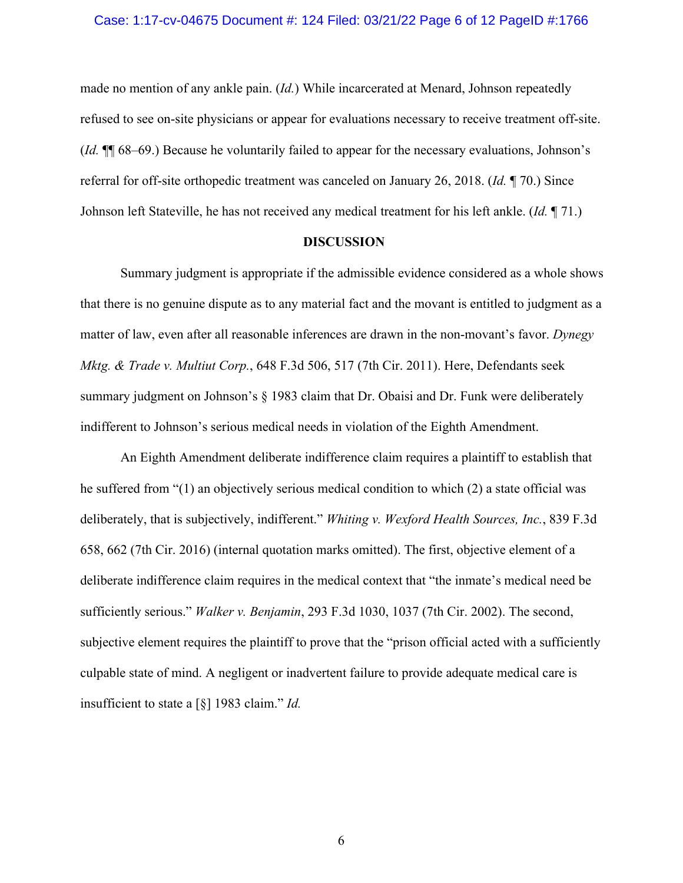made no mention of any ankle pain. (*Id.*) While incarcerated at Menard, Johnson repeatedly refused to see on-site physicians or appear for evaluations necessary to receive treatment off-site. (*Id.* ¶¶ 68–69.) Because he voluntarily failed to appear for the necessary evaluations, Johnson's referral for off-site orthopedic treatment was canceled on January 26, 2018. (*Id.* ¶ 70.) Since Johnson left Stateville, he has not received any medical treatment for his left ankle. (*Id.* ¶ 71.)

## DISCUSSION

Summary judgment is appropriate if the admissible evidence considered as a whole shows that there is no genuine dispute as to any material fact and the movant is entitled to judgment as a matter of law, even after all reasonable inferences are drawn in the non-movant's favor. *Dynegy Mktg. & Trade v. Multiut Corp.*, 648 F.3d 506, 517 (7th Cir. 2011). Here, Defendants seek summary judgment on Johnson's § 1983 claim that Dr. Obaisi and Dr. Funk were deliberately indifferent to Johnson's serious medical needs in violation of the Eighth Amendment.

An Eighth Amendment deliberate indifference claim requires a plaintiff to establish that he suffered from "(1) an objectively serious medical condition to which (2) a state official was deliberately, that is subjectively, indifferent." *Whiting v. Wexford Health Sources, Inc.*, 839 F.3d 658, 662 (7th Cir. 2016) (internal quotation marks omitted). The first, objective element of a deliberate indifference claim requires in the medical context that "the inmate's medical need be sufficiently serious." *Walker v. Benjamin*, 293 F.3d 1030, 1037 (7th Cir. 2002). The second, subjective element requires the plaintiff to prove that the "prison official acted with a sufficiently culpable state of mind. A negligent or inadvertent failure to provide adequate medical care is insufficient to state a [§] 1983 claim." *Id.*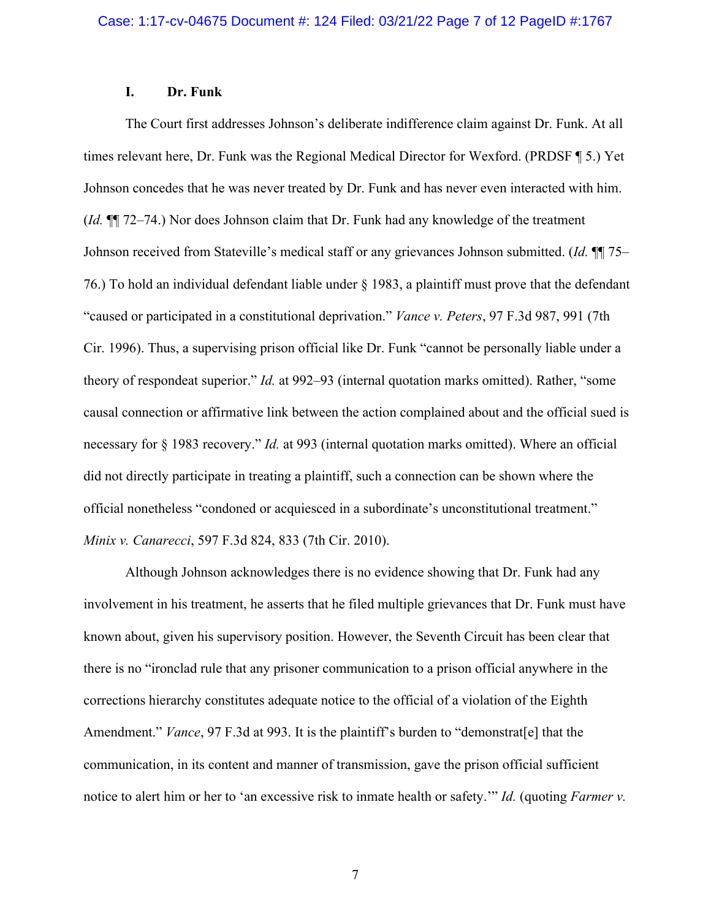## I. Dr. Funk

The Court first addresses Johnson's deliberate indifference claim against Dr. Funk. At all times relevant here, Dr. Funk was the Regional Medical Director for Wexford. (PRDSF ¶ 5.) Yet Johnson concedes that he was never treated by Dr. Funk and has never even interacted with him. (*Id.* ¶¶ 72–74.) Nor does Johnson claim that Dr. Funk had any knowledge of the treatment Johnson received from Stateville's medical staff or any grievances Johnson submitted. (*Id.* ¶¶ 75–76.) To hold an individual defendant liable under § 1983, a plaintiff must prove that the defendant "caused or participated in a constitutional deprivation." *Vance v. Peters*, 97 F.3d 987, 991 (7th Cir. 1996). Thus, a supervising prison official like Dr. Funk "cannot be personally liable under a theory of respondeat superior." *Id.* at 992–93 (internal quotation marks omitted). Rather, "some causal connection or affirmative link between the action complained about and the official sued is necessary for § 1983 recovery." *Id.* at 993 (internal quotation marks omitted). Where an official did not directly participate in treating a plaintiff, such a connection can be shown where the official nonetheless "condoned or acquiesced in a subordinate's unconstitutional treatment." *Minix v. Canarecci*, 597 F.3d 824, 833 (7th Cir. 2010).

Although Johnson acknowledges there is no evidence showing that Dr. Funk had any involvement in his treatment, he asserts that he filed multiple grievances that Dr. Funk must have known about, given his supervisory position. However, the Seventh Circuit has been clear that there is no "ironclad rule that any prisoner communication to a prison official anywhere in the corrections hierarchy constitutes adequate notice to the official of a violation of the Eighth Amendment." *Vance*, 97 F.3d at 993. It is the plaintiff's burden to "demonstrat[e] that the communication, in its content and manner of transmission, gave the prison official sufficient notice to alert him or her to 'an excessive risk to inmate health or safety.'" *Id.* (quoting *Farmer v.*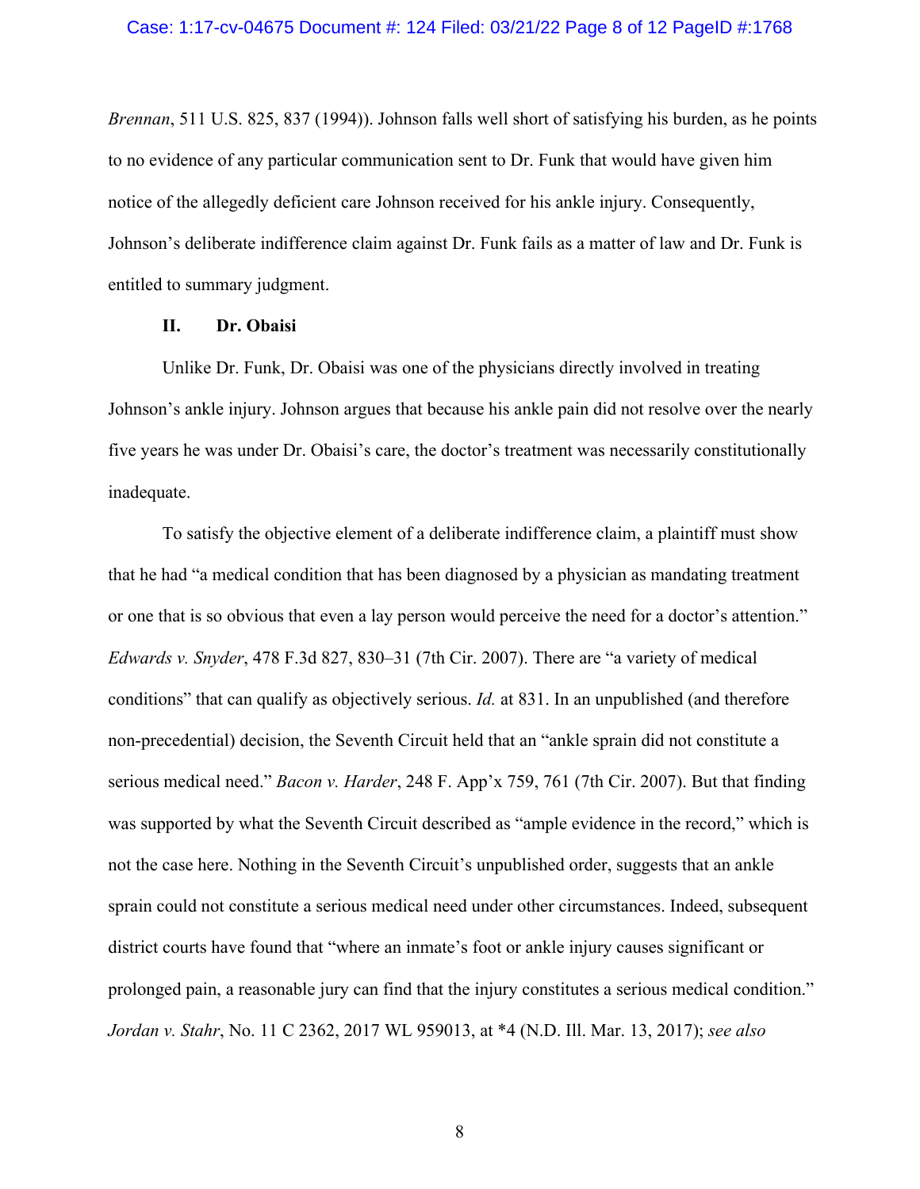*Brennan*, 511 U.S. 825, 837 (1994)). Johnson falls well short of satisfying his burden, as he points to no evidence of any particular communication sent to Dr. Funk that would have given him notice of the allegedly deficient care Johnson received for his ankle injury. Consequently, Johnson's deliberate indifference claim against Dr. Funk fails as a matter of law and Dr. Funk is entitled to summary judgment.

## II. Dr. Obaisi

Unlike Dr. Funk, Dr. Obaisi was one of the physicians directly involved in treating Johnson's ankle injury. Johnson argues that because his ankle pain did not resolve over the nearly five years he was under Dr. Obaisi's care, the doctor's treatment was necessarily constitutionally inadequate.

To satisfy the objective element of a deliberate indifference claim, a plaintiff must show that he had "a medical condition that has been diagnosed by a physician as mandating treatment or one that is so obvious that even a lay person would perceive the need for a doctor's attention." *Edwards v. Snyder*, 478 F.3d 827, 830–31 (7th Cir. 2007). There are "a variety of medical conditions" that can qualify as objectively serious. *Id.* at 831. In an unpublished (and therefore non-precedential) decision, the Seventh Circuit held that an "ankle sprain did not constitute a serious medical need." *Bacon v. Harder*, 248 F. App'x 759, 761 (7th Cir. 2007). But that finding was supported by what the Seventh Circuit described as "ample evidence in the record," which is not the case here. Nothing in the Seventh Circuit's unpublished order, suggests that an ankle sprain could not constitute a serious medical need under other circumstances. Indeed, subsequent district courts have found that "where an inmate's foot or ankle injury causes significant or prolonged pain, a reasonable jury can find that the injury constitutes a serious medical condition." *Jordan v. Stahr*, No. 11 C 2362, 2017 WL 959013, at *4 (N.D. Ill. Mar. 13, 2017); *see also*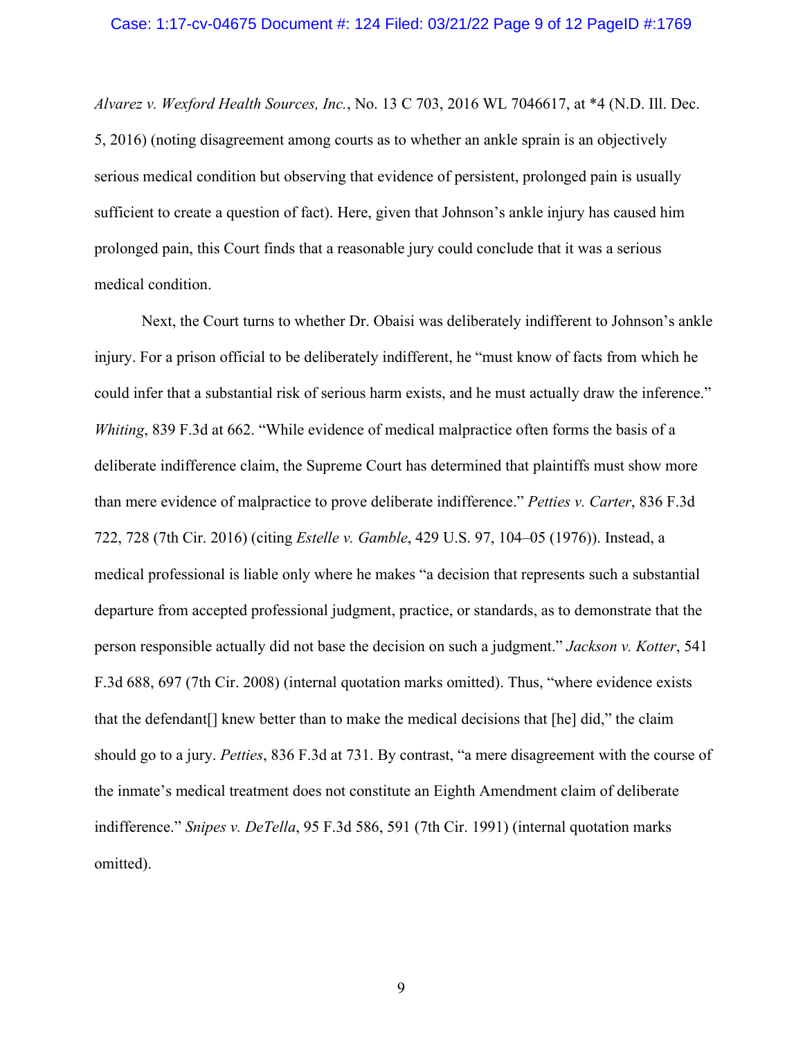*Alvarez v. Wexford Health Sources, Inc.*, No. 13 C 703, 2016 WL 7046617, at *4 (N.D. Ill. Dec. 5, 2016) (noting disagreement among courts as to whether an ankle sprain is an objectively serious medical condition but observing that evidence of persistent, prolonged pain is usually sufficient to create a question of fact). Here, given that Johnson's ankle injury has caused him prolonged pain, this Court finds that a reasonable jury could conclude that it was a serious medical condition.

Next, the Court turns to whether Dr. Obaisi was deliberately indifferent to Johnson's ankle injury. For a prison official to be deliberately indifferent, he "must know of facts from which he could infer that a substantial risk of serious harm exists, and he must actually draw the inference." *Whiting*, 839 F.3d at 662. "While evidence of medical malpractice often forms the basis of a deliberate indifference claim, the Supreme Court has determined that plaintiffs must show more than mere evidence of malpractice to prove deliberate indifference." *Petties v. Carter*, 836 F.3d 722, 728 (7th Cir. 2016) (citing *Estelle v. Gamble*, 429 U.S. 97, 104–05 (1976)). Instead, a medical professional is liable only where he makes "a decision that represents such a substantial departure from accepted professional judgment, practice, or standards, as to demonstrate that the person responsible actually did not base the decision on such a judgment." *Jackson v. Kotter*, 541 F.3d 688, 697 (7th Cir. 2008) (internal quotation marks omitted). Thus, "where evidence exists that the defendant[] knew better than to make the medical decisions that [he] did," the claim should go to a jury. *Petties*, 836 F.3d at 731. By contrast, "a mere disagreement with the course of the inmate's medical treatment does not constitute an Eighth Amendment claim of deliberate indifference." *Snipes v. DeTella*, 95 F.3d 586, 591 (7th Cir. 1991) (internal quotation marks omitted).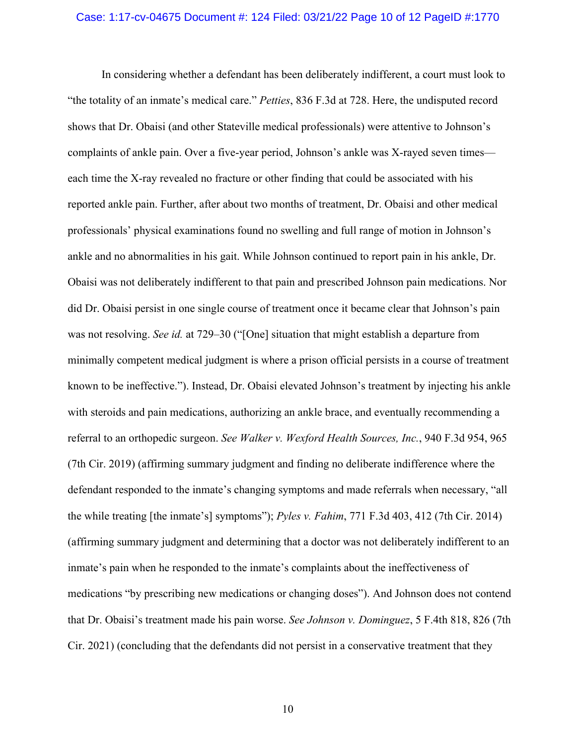In considering whether a defendant has been deliberately indifferent, a court must look to "the totality of an inmate's medical care." *Petties*, 836 F.3d at 728. Here, the undisputed record shows that Dr. Obaisi (and other Stateville medical professionals) were attentive to Johnson's complaints of ankle pain. Over a five-year period, Johnson's ankle was X-rayed seven times—each time the X-ray revealed no fracture or other finding that could be associated with his reported ankle pain. Further, after about two months of treatment, Dr. Obaisi and other medical professionals' physical examinations found no swelling and full range of motion in Johnson's ankle and no abnormalities in his gait. While Johnson continued to report pain in his ankle, Dr. Obaisi was not deliberately indifferent to that pain and prescribed Johnson pain medications. Nor did Dr. Obaisi persist in one single course of treatment once it became clear that Johnson's pain was not resolving. *See id.* at 729–30 ("[One] situation that might establish a departure from minimally competent medical judgment is where a prison official persists in a course of treatment known to be ineffective."). Instead, Dr. Obaisi elevated Johnson's treatment by injecting his ankle with steroids and pain medications, authorizing an ankle brace, and eventually recommending a referral to an orthopedic surgeon. *See Walker v. Wexford Health Sources, Inc.*, 940 F.3d 954, 965 (7th Cir. 2019) (affirming summary judgment and finding no deliberate indifference where the defendant responded to the inmate's changing symptoms and made referrals when necessary, "all the while treating [the inmate's] symptoms"); *Pyles v. Fahim*, 771 F.3d 403, 412 (7th Cir. 2014) (affirming summary judgment and determining that a doctor was not deliberately indifferent to an inmate's pain when he responded to the inmate's complaints about the ineffectiveness of medications "by prescribing new medications or changing doses"). And Johnson does not contend that Dr. Obaisi's treatment made his pain worse. *See Johnson v. Dominguez*, 5 F.4th 818, 826 (7th Cir. 2021) (concluding that the defendants did not persist in a conservative treatment that they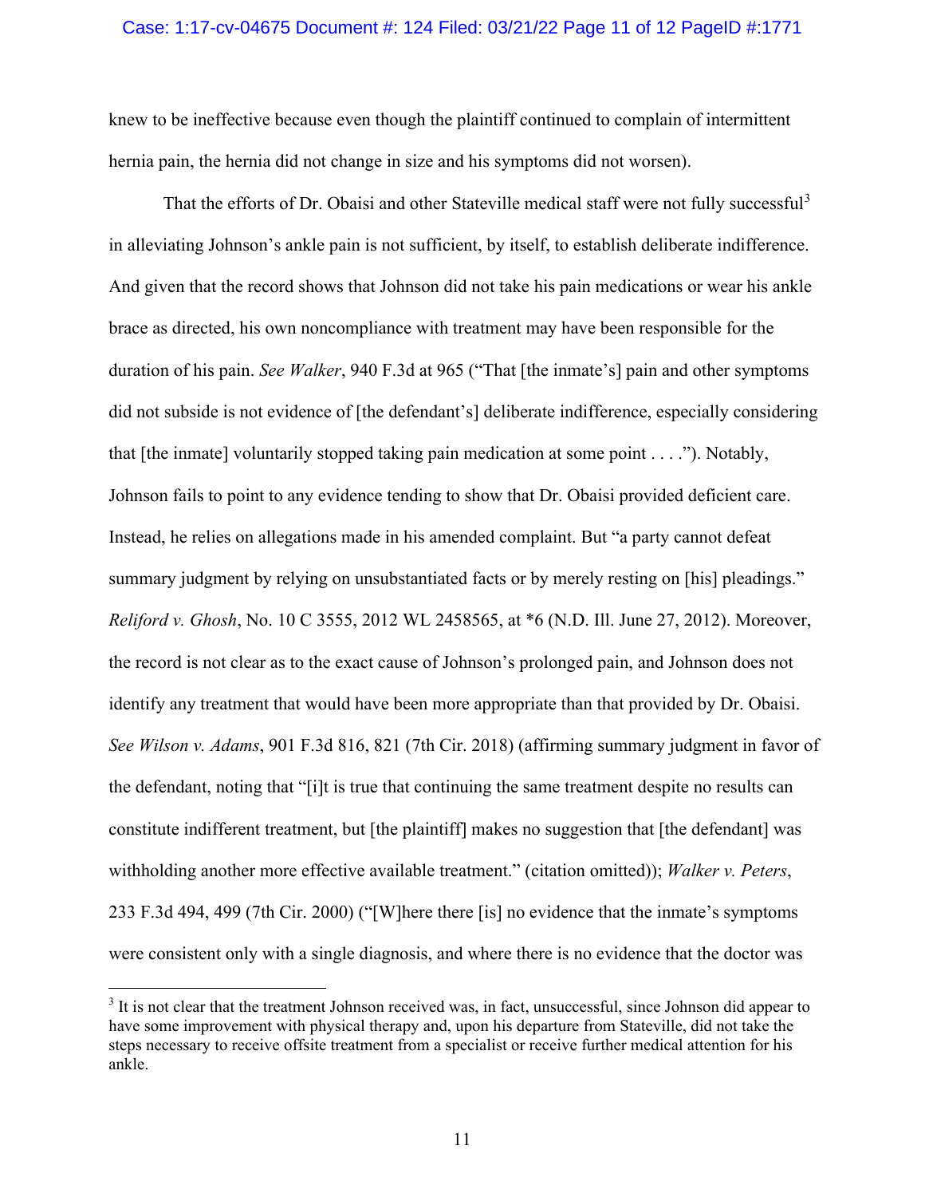knew to be ineffective because even though the plaintiff continued to complain of intermittent hernia pain, the hernia did not change in size and his symptoms did not worsen).

That the efforts of Dr. Obaisi and other Stateville medical staff were not fully successful[3] in alleviating Johnson's ankle pain is not sufficient, by itself, to establish deliberate indifference. And given that the record shows that Johnson did not take his pain medications or wear his ankle brace as directed, his own noncompliance with treatment may have been responsible for the duration of his pain. *See Walker*, 940 F.3d at 965 ("That [the inmate's] pain and other symptoms did not subside is not evidence of [the defendant's] deliberate indifference, especially considering that [the inmate] voluntarily stopped taking pain medication at some point . . . ."). Notably, Johnson fails to point to any evidence tending to show that Dr. Obaisi provided deficient care. Instead, he relies on allegations made in his amended complaint. But "a party cannot defeat summary judgment by relying on unsubstantiated facts or by merely resting on [his] pleadings." *Reliford v. Ghosh*, No. 10 C 3555, 2012 WL 2458565, at *6 (N.D. Ill. June 27, 2012). Moreover, the record is not clear as to the exact cause of Johnson's prolonged pain, and Johnson does not identify any treatment that would have been more appropriate than that provided by Dr. Obaisi. *See Wilson v. Adams*, 901 F.3d 816, 821 (7th Cir. 2018) (affirming summary judgment in favor of the defendant, noting that "[i]t is true that continuing the same treatment despite no results can constitute indifferent treatment, but [the plaintiff] makes no suggestion that [the defendant] was withholding another more effective available treatment." (citation omitted)); *Walker v. Peters*, 233 F.3d 494, 499 (7th Cir. 2000) ("[W]here there [is] no evidence that the inmate's symptoms were consistent only with a single diagnosis, and where there is no evidence that the doctor was

---

[3] It is not clear that the treatment Johnson received was, in fact, unsuccessful, since Johnson did appear to have some improvement with physical therapy and, upon his departure from Stateville, did not take the steps necessary to receive offsite treatment from a specialist or receive further medical attention for his ankle.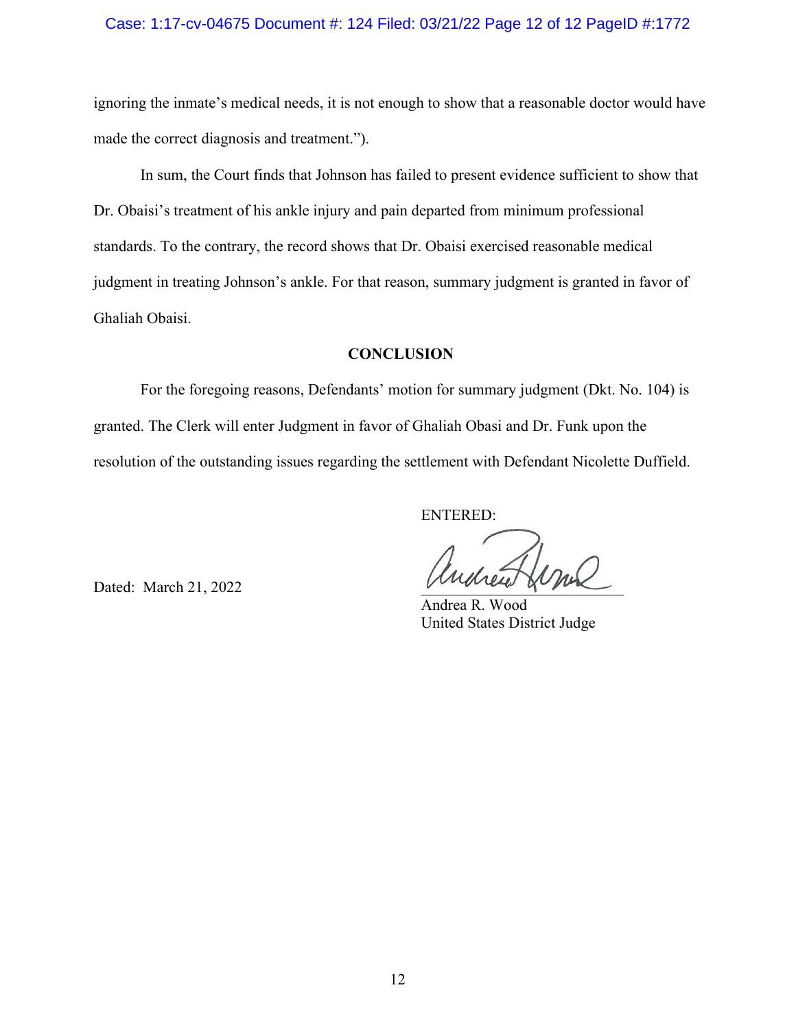ignoring the inmate's medical needs, it is not enough to show that a reasonable doctor would have made the correct diagnosis and treatment.").

In sum, the Court finds that Johnson has failed to present evidence sufficient to show that Dr. Obaisi's treatment of his ankle injury and pain departed from minimum professional standards. To the contrary, the record shows that Dr. Obaisi exercised reasonable medical judgment in treating Johnson's ankle. For that reason, summary judgment is granted in favor of Ghaliah Obaisi.

## CONCLUSION

For the foregoing reasons, Defendants' motion for summary judgment (Dkt. No. 104) is granted. The Clerk will enter Judgment in favor of Ghaliah Obasi and Dr. Funk upon the resolution of the outstanding issues regarding the settlement with Defendant Nicolette Duffield.

ENTERED:

Dated: March 21, 2022

Andrea R. Wood
United States District Judge